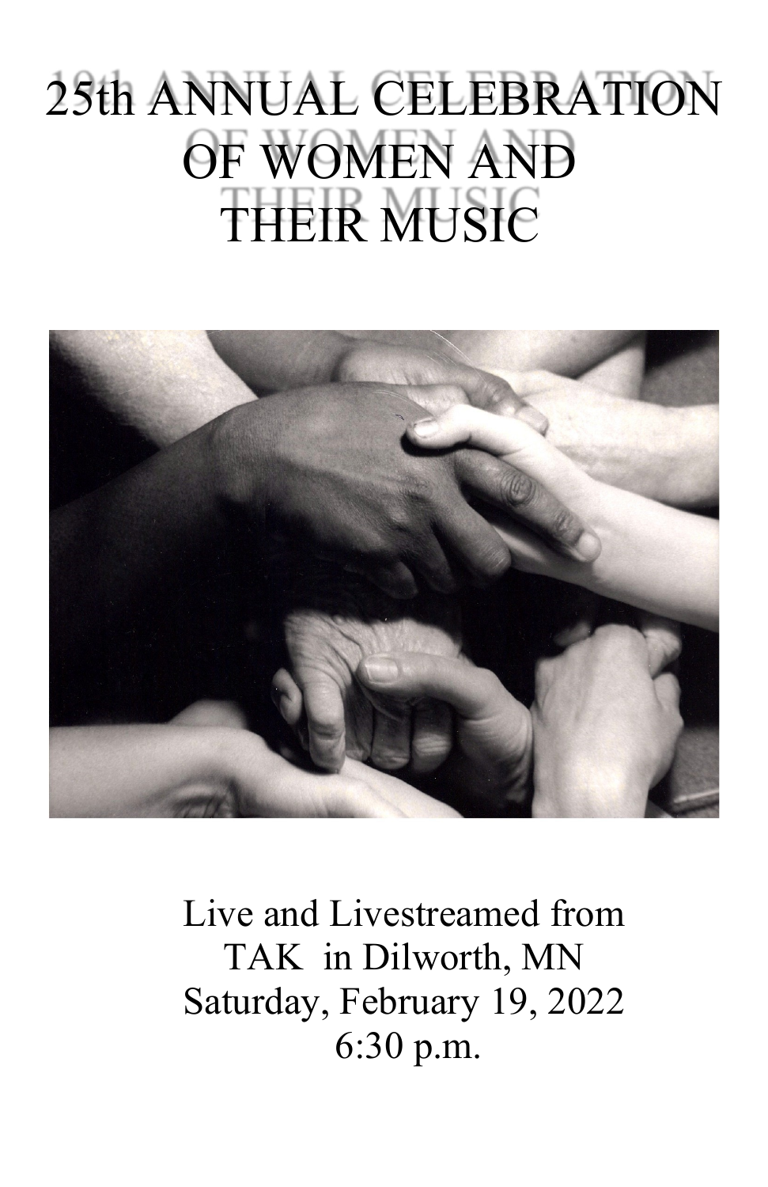# 25th ANNUAL CELEBRATION OF WOMEN AND THEIR MUSIC

Live and Livestreamed from
TAK in Dilworth, MN
Saturday, February 19, 2022
6:30 p.m.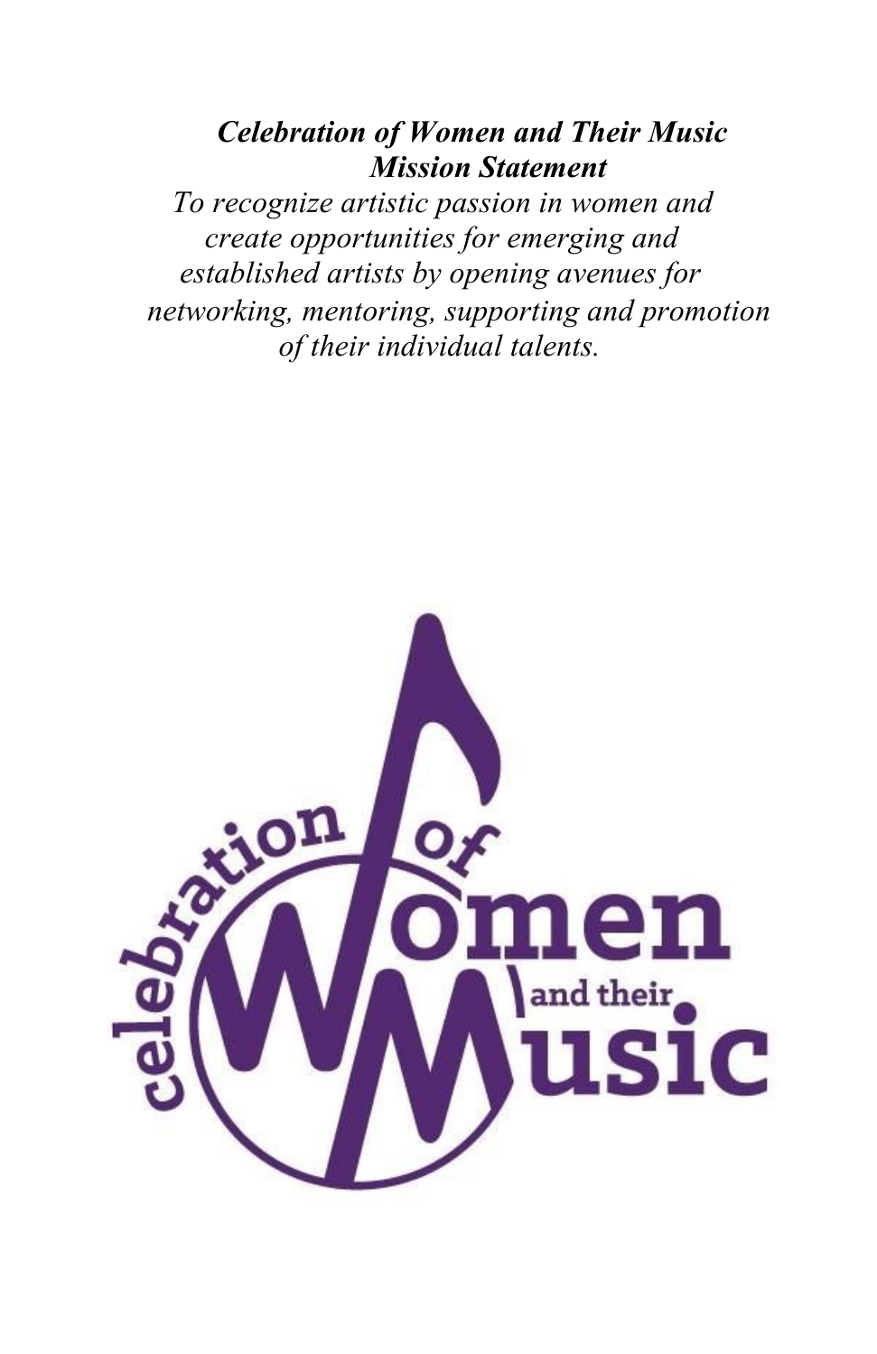***Celebration of Women and Their Music***
***Mission Statement***

*To recognize artistic passion in women and create opportunities for emerging and established artists by opening avenues for networking, mentoring, supporting and promotion of their individual talents.*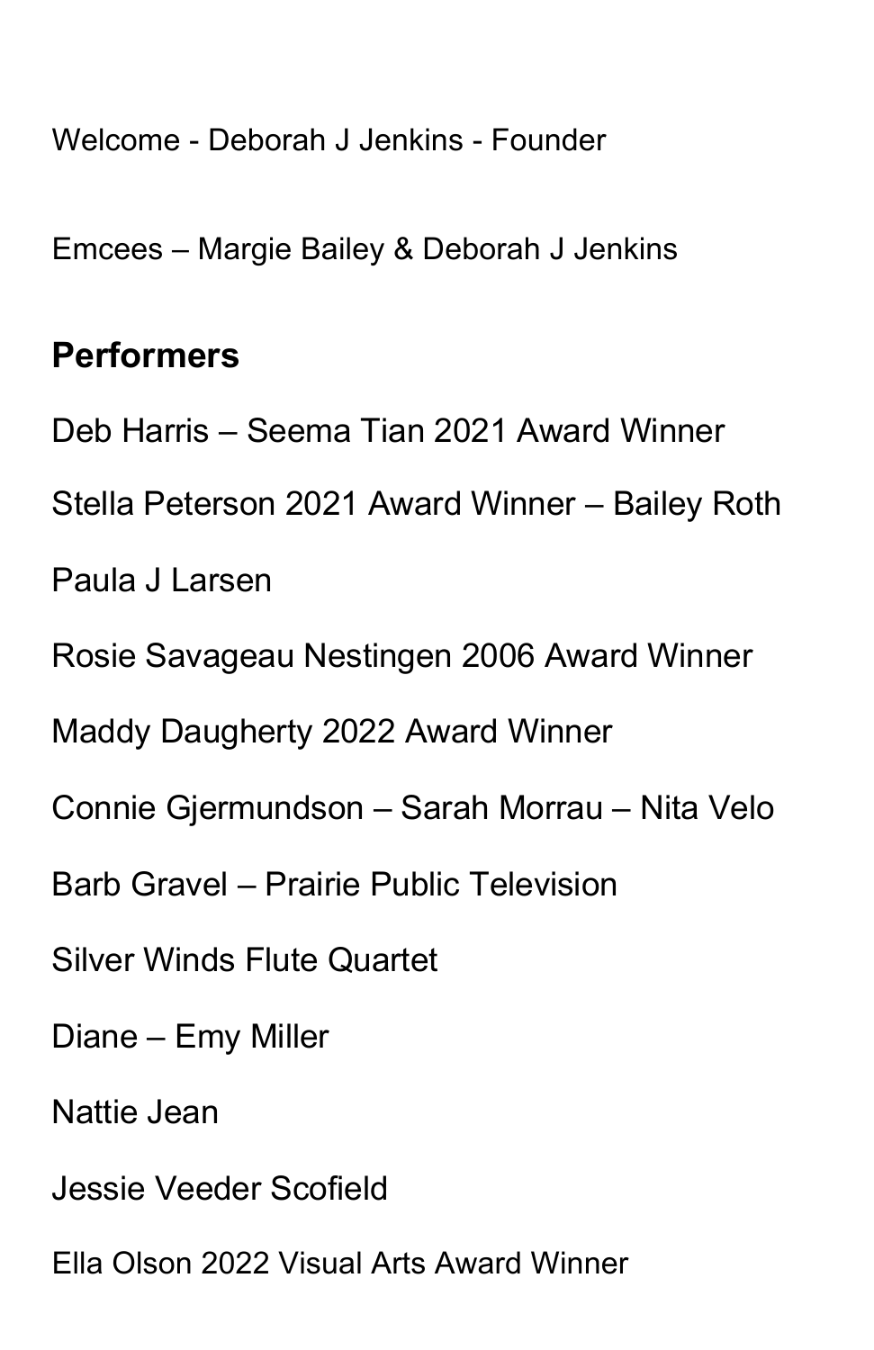Welcome - Deborah J Jenkins - Founder

Emcees – Margie Bailey & Deborah J Jenkins

## Performers

Deb Harris – Seema Tian 2021 Award Winner

Stella Peterson 2021 Award Winner – Bailey Roth

Paula J Larsen

Rosie Savageau Nestingen 2006 Award Winner

Maddy Daugherty 2022 Award Winner

Connie Gjermundson – Sarah Morrau – Nita Velo

Barb Gravel – Prairie Public Television

Silver Winds Flute Quartet

Diane – Emy Miller

Nattie Jean

Jessie Veeder Scofield

Ella Olson 2022 Visual Arts Award Winner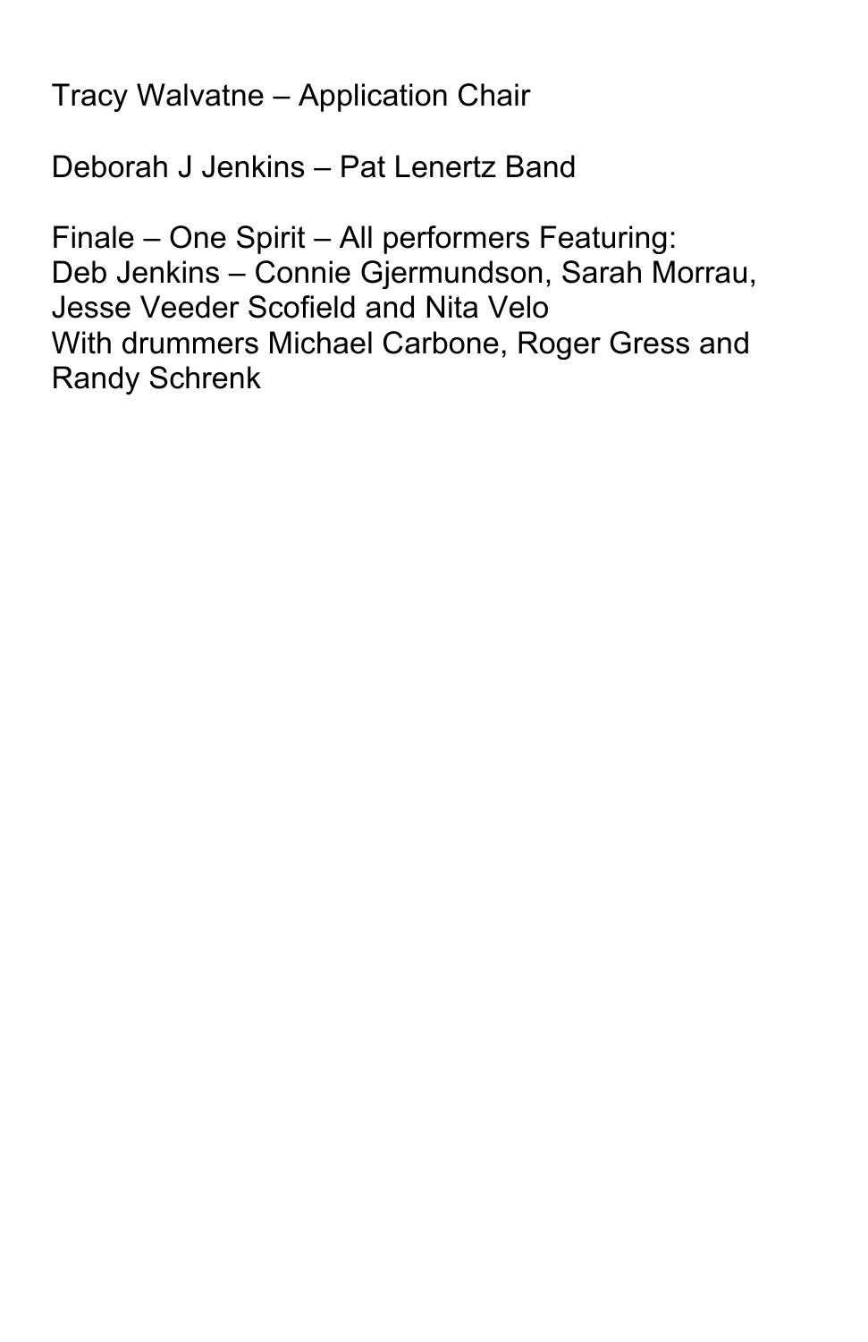Tracy Walvatne – Application Chair

Deborah J Jenkins – Pat Lenertz Band

Finale – One Spirit – All performers Featuring:
Deb Jenkins – Connie Gjermundson, Sarah Morrau, Jesse Veeder Scofield and Nita Velo
With drummers Michael Carbone, Roger Gress and Randy Schrenk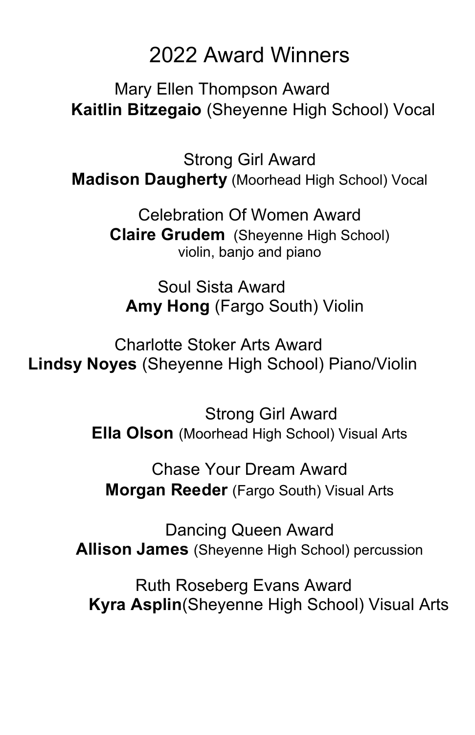# 2022 Award Winners

Mary Ellen Thompson Award
**Kaitlin Bitzegaio** (Sheyenne High School) Vocal

Strong Girl Award
**Madison Daugherty** (Moorhead High School) Vocal

Celebration Of Women Award
**Claire Grudem** (Sheyenne High School)
violin, banjo and piano

Soul Sista Award
**Amy Hong** (Fargo South) Violin

Charlotte Stoker Arts Award
**Lindsy Noyes** (Sheyenne High School) Piano/Violin

Strong Girl Award
**Ella Olson** (Moorhead High School) Visual Arts

Chase Your Dream Award
**Morgan Reeder** (Fargo South) Visual Arts

Dancing Queen Award
**Allison James** (Sheyenne High School) percussion

Ruth Roseberg Evans Award
**Kyra Asplin**(Sheyenne High School) Visual Arts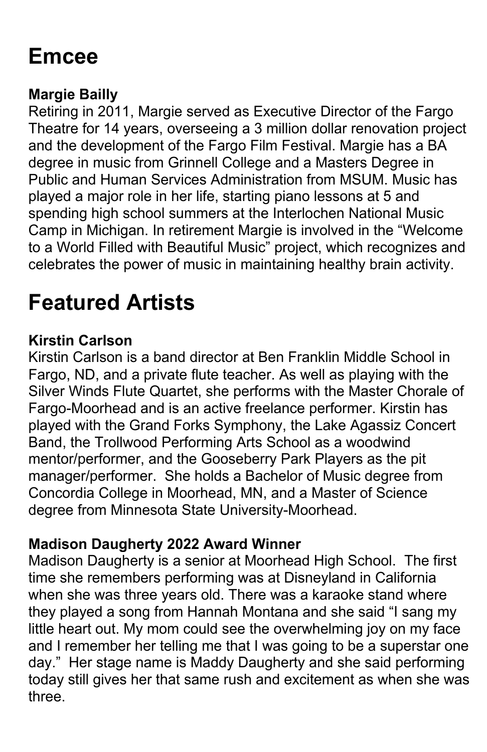# Emcee

### Margie Bailly

Retiring in 2011, Margie served as Executive Director of the Fargo Theatre for 14 years, overseeing a 3 million dollar renovation project and the development of the Fargo Film Festival. Margie has a BA degree in music from Grinnell College and a Masters Degree in Public and Human Services Administration from MSUM. Music has played a major role in her life, starting piano lessons at 5 and spending high school summers at the Interlochen National Music Camp in Michigan. In retirement Margie is involved in the "Welcome to a World Filled with Beautiful Music" project, which recognizes and celebrates the power of music in maintaining healthy brain activity.

# Featured Artists

### Kirstin Carlson

Kirstin Carlson is a band director at Ben Franklin Middle School in Fargo, ND, and a private flute teacher. As well as playing with the Silver Winds Flute Quartet, she performs with the Master Chorale of Fargo-Moorhead and is an active freelance performer. Kirstin has played with the Grand Forks Symphony, the Lake Agassiz Concert Band, the Trollwood Performing Arts School as a woodwind mentor/performer, and the Gooseberry Park Players as the pit manager/performer. She holds a Bachelor of Music degree from Concordia College in Moorhead, MN, and a Master of Science degree from Minnesota State University-Moorhead.

### Madison Daugherty 2022 Award Winner

Madison Daugherty is a senior at Moorhead High School. The first time she remembers performing was at Disneyland in California when she was three years old. There was a karaoke stand where they played a song from Hannah Montana and she said "I sang my little heart out. My mom could see the overwhelming joy on my face and I remember her telling me that I was going to be a superstar one day." Her stage name is Maddy Daugherty and she said performing today still gives her that same rush and excitement as when she was three.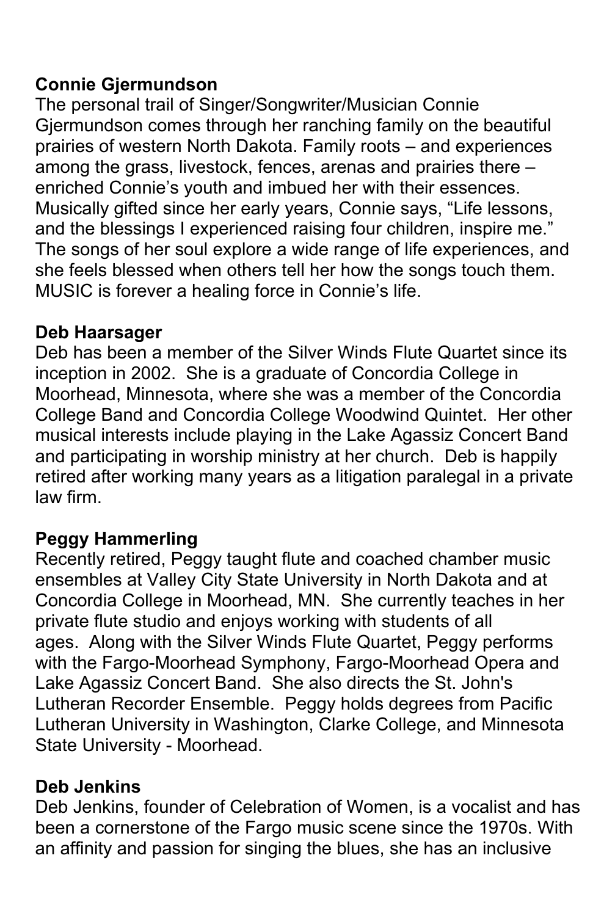**Connie Gjermundson**

The personal trail of Singer/Songwriter/Musician Connie Gjermundson comes through her ranching family on the beautiful prairies of western North Dakota. Family roots – and experiences among the grass, livestock, fences, arenas and prairies there – enriched Connie's youth and imbued her with their essences. Musically gifted since her early years, Connie says, "Life lessons, and the blessings I experienced raising four children, inspire me." The songs of her soul explore a wide range of life experiences, and she feels blessed when others tell her how the songs touch them. MUSIC is forever a healing force in Connie's life.

**Deb Haarsager**

Deb has been a member of the Silver Winds Flute Quartet since its inception in 2002. She is a graduate of Concordia College in Moorhead, Minnesota, where she was a member of the Concordia College Band and Concordia College Woodwind Quintet. Her other musical interests include playing in the Lake Agassiz Concert Band and participating in worship ministry at her church. Deb is happily retired after working many years as a litigation paralegal in a private law firm.

**Peggy Hammerling**

Recently retired, Peggy taught flute and coached chamber music ensembles at Valley City State University in North Dakota and at Concordia College in Moorhead, MN. She currently teaches in her private flute studio and enjoys working with students of all ages. Along with the Silver Winds Flute Quartet, Peggy performs with the Fargo-Moorhead Symphony, Fargo-Moorhead Opera and Lake Agassiz Concert Band. She also directs the St. John's Lutheran Recorder Ensemble. Peggy holds degrees from Pacific Lutheran University in Washington, Clarke College, and Minnesota State University - Moorhead.

**Deb Jenkins**

Deb Jenkins, founder of Celebration of Women, is a vocalist and has been a cornerstone of the Fargo music scene since the 1970s. With an affinity and passion for singing the blues, she has an inclusive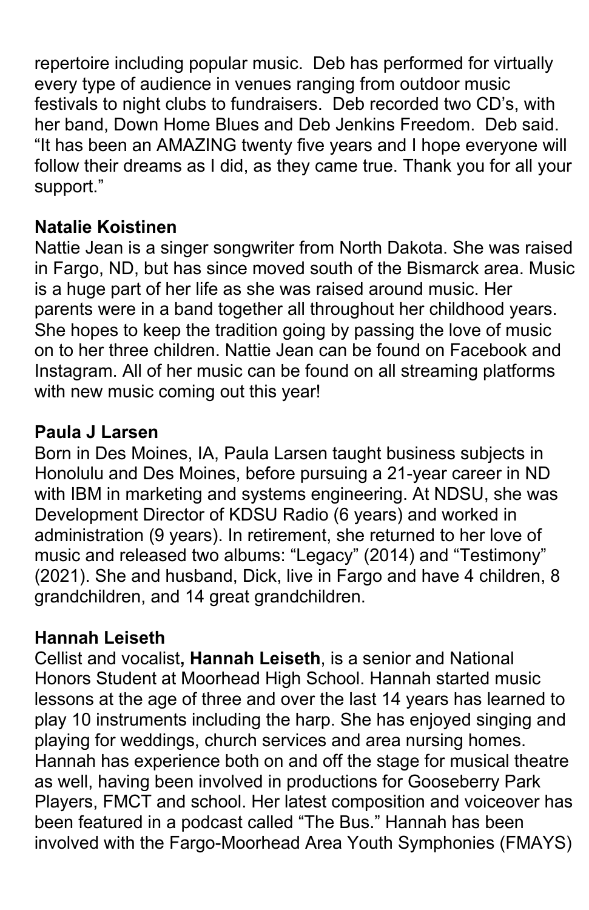repertoire including popular music. Deb has performed for virtually every type of audience in venues ranging from outdoor music festivals to night clubs to fundraisers. Deb recorded two CD's, with her band, Down Home Blues and Deb Jenkins Freedom. Deb said. "It has been an AMAZING twenty five years and I hope everyone will follow their dreams as I did, as they came true. Thank you for all your support."

**Natalie Koistinen**

Nattie Jean is a singer songwriter from North Dakota. She was raised in Fargo, ND, but has since moved south of the Bismarck area. Music is a huge part of her life as she was raised around music. Her parents were in a band together all throughout her childhood years. She hopes to keep the tradition going by passing the love of music on to her three children. Nattie Jean can be found on Facebook and Instagram. All of her music can be found on all streaming platforms with new music coming out this year!

**Paula J Larsen**

Born in Des Moines, IA, Paula Larsen taught business subjects in Honolulu and Des Moines, before pursuing a 21-year career in ND with IBM in marketing and systems engineering. At NDSU, she was Development Director of KDSU Radio (6 years) and worked in administration (9 years). In retirement, she returned to her love of music and released two albums: "Legacy" (2014) and "Testimony" (2021). She and husband, Dick, live in Fargo and have 4 children, 8 grandchildren, and 14 great grandchildren.

**Hannah Leiseth**

Cellist and vocalist**, Hannah Leiseth**, is a senior and National Honors Student at Moorhead High School. Hannah started music lessons at the age of three and over the last 14 years has learned to play 10 instruments including the harp. She has enjoyed singing and playing for weddings, church services and area nursing homes. Hannah has experience both on and off the stage for musical theatre as well, having been involved in productions for Gooseberry Park Players, FMCT and school. Her latest composition and voiceover has been featured in a podcast called "The Bus." Hannah has been involved with the Fargo-Moorhead Area Youth Symphonies (FMAYS)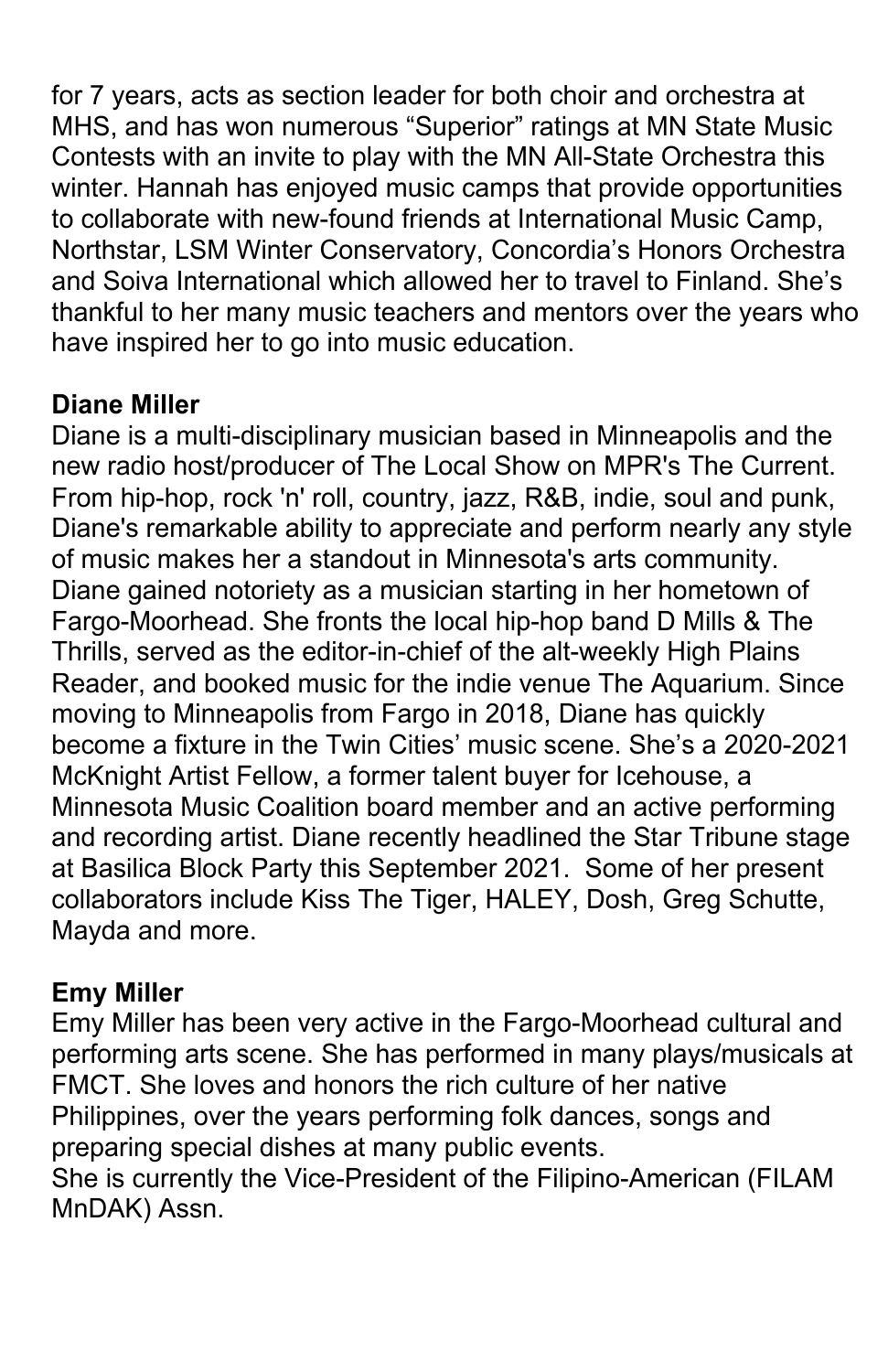for 7 years, acts as section leader for both choir and orchestra at MHS, and has won numerous "Superior" ratings at MN State Music Contests with an invite to play with the MN All-State Orchestra this winter. Hannah has enjoyed music camps that provide opportunities to collaborate with new-found friends at International Music Camp, Northstar, LSM Winter Conservatory, Concordia's Honors Orchestra and Soiva International which allowed her to travel to Finland. She's thankful to her many music teachers and mentors over the years who have inspired her to go into music education.

**Diane Miller**

Diane is a multi-disciplinary musician based in Minneapolis and the new radio host/producer of The Local Show on MPR's The Current. From hip-hop, rock 'n' roll, country, jazz, R&B, indie, soul and punk, Diane's remarkable ability to appreciate and perform nearly any style of music makes her a standout in Minnesota's arts community. Diane gained notoriety as a musician starting in her hometown of Fargo-Moorhead. She fronts the local hip-hop band D Mills & The Thrills, served as the editor-in-chief of the alt-weekly High Plains Reader, and booked music for the indie venue The Aquarium. Since moving to Minneapolis from Fargo in 2018, Diane has quickly become a fixture in the Twin Cities' music scene. She's a 2020-2021 McKnight Artist Fellow, a former talent buyer for Icehouse, a Minnesota Music Coalition board member and an active performing and recording artist. Diane recently headlined the Star Tribune stage at Basilica Block Party this September 2021. Some of her present collaborators include Kiss The Tiger, HALEY, Dosh, Greg Schutte, Mayda and more.

**Emy Miller**

Emy Miller has been very active in the Fargo-Moorhead cultural and performing arts scene. She has performed in many plays/musicals at FMCT. She loves and honors the rich culture of her native Philippines, over the years performing folk dances, songs and preparing special dishes at many public events.
She is currently the Vice-President of the Filipino-American (FILAM MnDAK) Assn.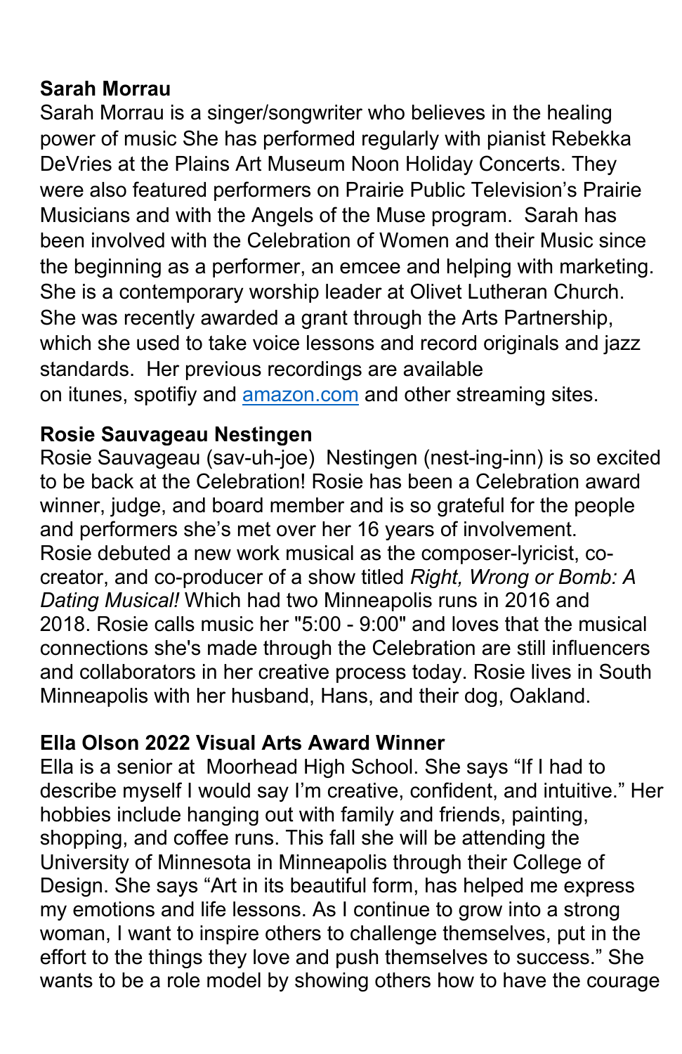**Sarah Morrau**

Sarah Morrau is a singer/songwriter who believes in the healing power of music She has performed regularly with pianist Rebekka DeVries at the Plains Art Museum Noon Holiday Concerts. They were also featured performers on Prairie Public Television's Prairie Musicians and with the Angels of the Muse program. Sarah has been involved with the Celebration of Women and their Music since the beginning as a performer, an emcee and helping with marketing. She is a contemporary worship leader at Olivet Lutheran Church. She was recently awarded a grant through the Arts Partnership, which she used to take voice lessons and record originals and jazz standards. Her previous recordings are available on itunes, spotifiy and [amazon.com](http://amazon.com) and other streaming sites.

**Rosie Sauvageau Nestingen**

Rosie Sauvageau (sav-uh-joe) Nestingen (nest-ing-inn) is so excited to be back at the Celebration! Rosie has been a Celebration award winner, judge, and board member and is so grateful for the people and performers she's met over her 16 years of involvement. Rosie debuted a new work musical as the composer-lyricist, co-creator, and co-producer of a show titled *Right, Wrong or Bomb: A Dating Musical!* Which had two Minneapolis runs in 2016 and 2018. Rosie calls music her "5:00 - 9:00" and loves that the musical connections she's made through the Celebration are still influencers and collaborators in her creative process today. Rosie lives in South Minneapolis with her husband, Hans, and their dog, Oakland.

**Ella Olson 2022 Visual Arts Award Winner**

Ella is a senior at Moorhead High School. She says "If I had to describe myself I would say I'm creative, confident, and intuitive." Her hobbies include hanging out with family and friends, painting, shopping, and coffee runs. This fall she will be attending the University of Minnesota in Minneapolis through their College of Design. She says "Art in its beautiful form, has helped me express my emotions and life lessons. As I continue to grow into a strong woman, I want to inspire others to challenge themselves, put in the effort to the things they love and push themselves to success." She wants to be a role model by showing others how to have the courage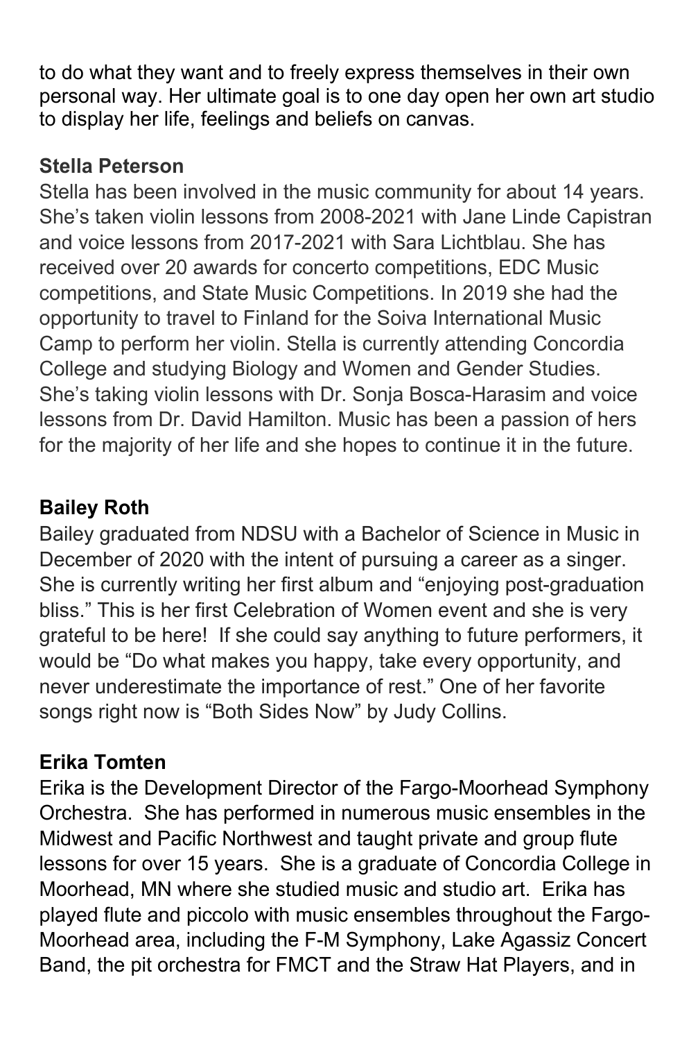to do what they want and to freely express themselves in their own personal way. Her ultimate goal is to one day open her own art studio to display her life, feelings and beliefs on canvas.

**Stella Peterson**

Stella has been involved in the music community for about 14 years. She's taken violin lessons from 2008-2021 with Jane Linde Capistran and voice lessons from 2017-2021 with Sara Lichtblau. She has received over 20 awards for concerto competitions, EDC Music competitions, and State Music Competitions. In 2019 she had the opportunity to travel to Finland for the Soiva International Music Camp to perform her violin. Stella is currently attending Concordia College and studying Biology and Women and Gender Studies. She's taking violin lessons with Dr. Sonja Bosca-Harasim and voice lessons from Dr. David Hamilton. Music has been a passion of hers for the majority of her life and she hopes to continue it in the future.

**Bailey Roth**

Bailey graduated from NDSU with a Bachelor of Science in Music in December of 2020 with the intent of pursuing a career as a singer. She is currently writing her first album and "enjoying post-graduation bliss." This is her first Celebration of Women event and she is very grateful to be here! If she could say anything to future performers, it would be "Do what makes you happy, take every opportunity, and never underestimate the importance of rest." One of her favorite songs right now is "Both Sides Now" by Judy Collins.

**Erika Tomten**

Erika is the Development Director of the Fargo-Moorhead Symphony Orchestra. She has performed in numerous music ensembles in the Midwest and Pacific Northwest and taught private and group flute lessons for over 15 years. She is a graduate of Concordia College in Moorhead, MN where she studied music and studio art. Erika has played flute and piccolo with music ensembles throughout the Fargo-Moorhead area, including the F-M Symphony, Lake Agassiz Concert Band, the pit orchestra for FMCT and the Straw Hat Players, and in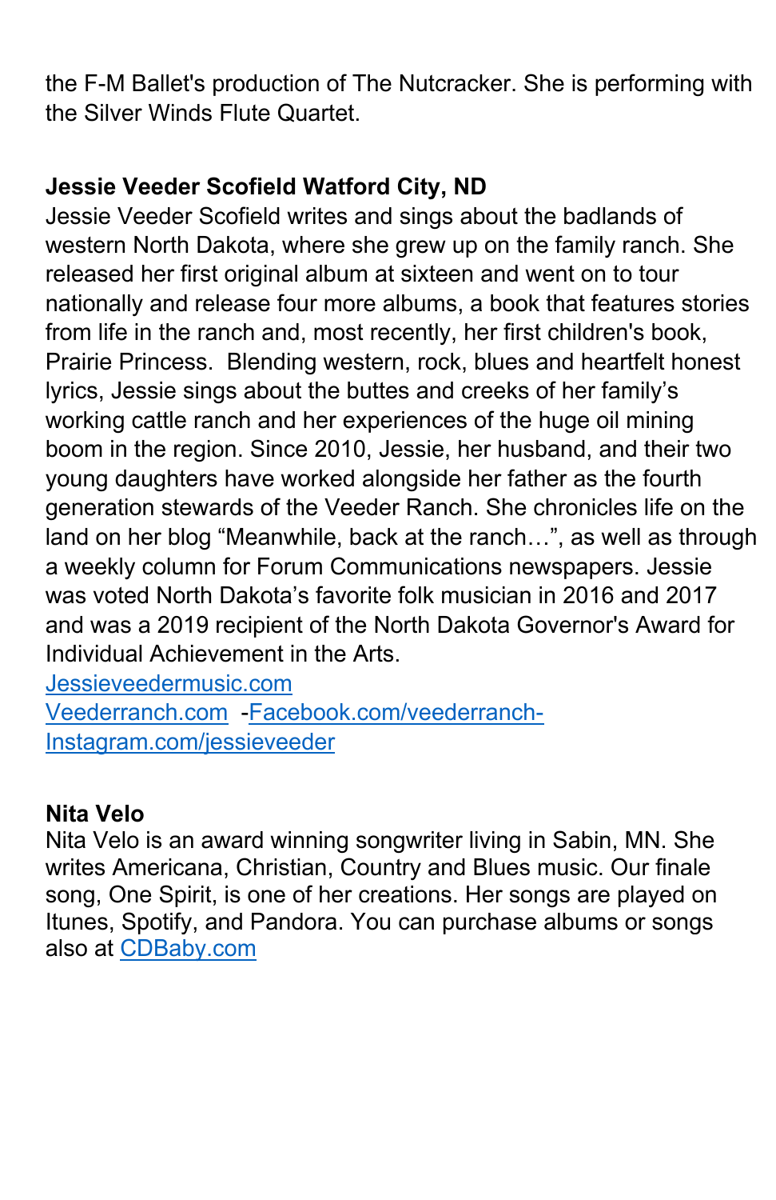the F-M Ballet's production of The Nutcracker. She is performing with the Silver Winds Flute Quartet.

**Jessie Veeder Scofield Watford City, ND**

Jessie Veeder Scofield writes and sings about the badlands of western North Dakota, where she grew up on the family ranch. She released her first original album at sixteen and went on to tour nationally and release four more albums, a book that features stories from life in the ranch and, most recently, her first children's book, Prairie Princess. Blending western, rock, blues and heartfelt honest lyrics, Jessie sings about the buttes and creeks of her family's working cattle ranch and her experiences of the huge oil mining boom in the region. Since 2010, Jessie, her husband, and their two young daughters have worked alongside her father as the fourth generation stewards of the Veeder Ranch. She chronicles life on the land on her blog "Meanwhile, back at the ranch…", as well as through a weekly column for Forum Communications newspapers. Jessie was voted North Dakota's favorite folk musician in 2016 and 2017 and was a 2019 recipient of the North Dakota Governor's Award for Individual Achievement in the Arts.
Jessieveedermusic.com
Veederranch.com -Facebook.com/veederranch-
Instagram.com/jessieveeder

**Nita Velo**

Nita Velo is an award winning songwriter living in Sabin, MN. She writes Americana, Christian, Country and Blues music. Our finale song, One Spirit, is one of her creations. Her songs are played on Itunes, Spotify, and Pandora. You can purchase albums or songs also at CDBaby.com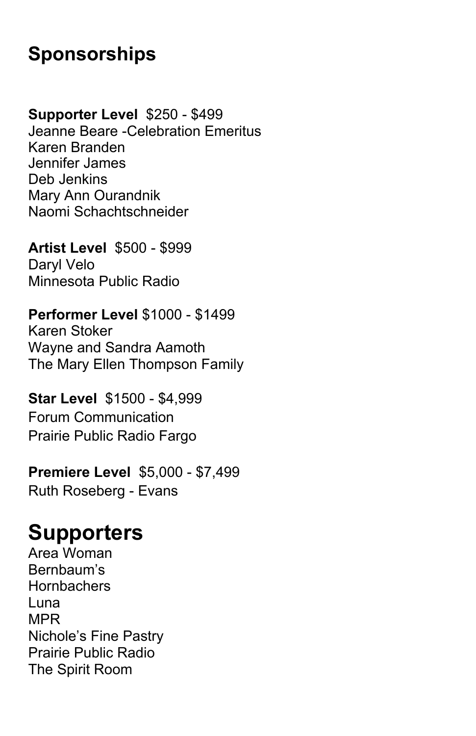## Sponsorships

**Supporter Level** $250 - $499
Jeanne Beare -Celebration Emeritus
Karen Branden
Jennifer James
Deb Jenkins
Mary Ann Ourandnik
Naomi Schachtschneider

**Artist Level** $500 - $999
Daryl Velo
Minnesota Public Radio

**Performer Level** $1000 - $1499
Karen Stoker
Wayne and Sandra Aamoth
The Mary Ellen Thompson Family

**Star Level** $1500 - $4,999
Forum Communication
Prairie Public Radio Fargo

**Premiere Level** $5,000 - $7,499
Ruth Roseberg - Evans

# Supporters

Area Woman
Bernbaum's
Hornbachers
Luna
MPR
Nichole's Fine Pastry
Prairie Public Radio
The Spirit Room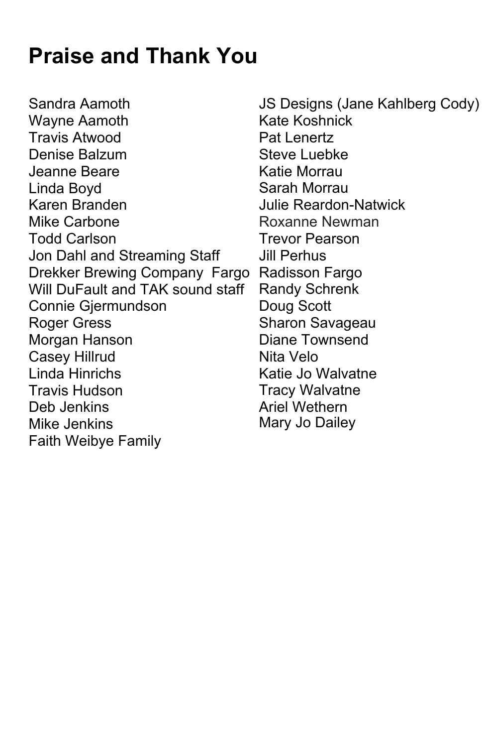# Praise and Thank You

Sandra Aamoth
Wayne Aamoth
Travis Atwood
Denise Balzum
Jeanne Beare
Linda Boyd
Karen Branden
Mike Carbone
Todd Carlson
Jon Dahl and Streaming Staff
Drekker Brewing Company Fargo
Will DuFault and TAK sound staff
Connie Gjermundson
Roger Gress
Morgan Hanson
Casey Hillrud
Linda Hinrichs
Travis Hudson
Deb Jenkins
Mike Jenkins
Faith Weibye Family
JS Designs (Jane Kahlberg Cody)
Kate Koshnick
Pat Lenertz
Steve Luebke
Katie Morrau
Sarah Morrau
Julie Reardon-Natwick
Roxanne Newman
Trevor Pearson
Jill Perhus
Radisson Fargo
Randy Schrenk
Doug Scott
Sharon Savageau
Diane Townsend
Nita Velo
Katie Jo Walvatne
Tracy Walvatne
Ariel Wethern
Mary Jo Dailey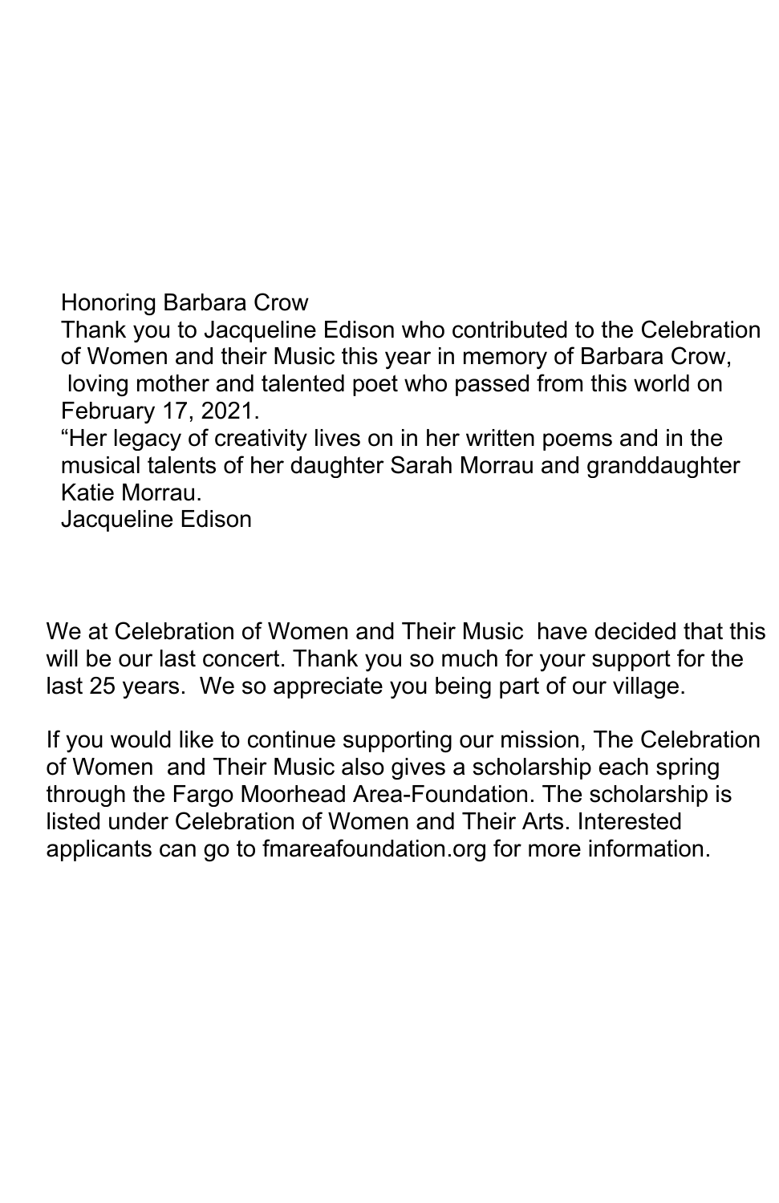Honoring Barbara Crow

Thank you to Jacqueline Edison who contributed to the Celebration of Women and their Music this year in memory of Barbara Crow, loving mother and talented poet who passed from this world on February 17, 2021.

“Her legacy of creativity lives on in her written poems and in the musical talents of her daughter Sarah Morrau and granddaughter Katie Morrau.

Jacqueline Edison

We at Celebration of Women and Their Music have decided that this will be our last concert. Thank you so much for your support for the last 25 years. We so appreciate you being part of our village.

If you would like to continue supporting our mission, The Celebration of Women and Their Music also gives a scholarship each spring through the Fargo Moorhead Area-Foundation. The scholarship is listed under Celebration of Women and Their Arts. Interested applicants can go to fmareafoundation.org for more information.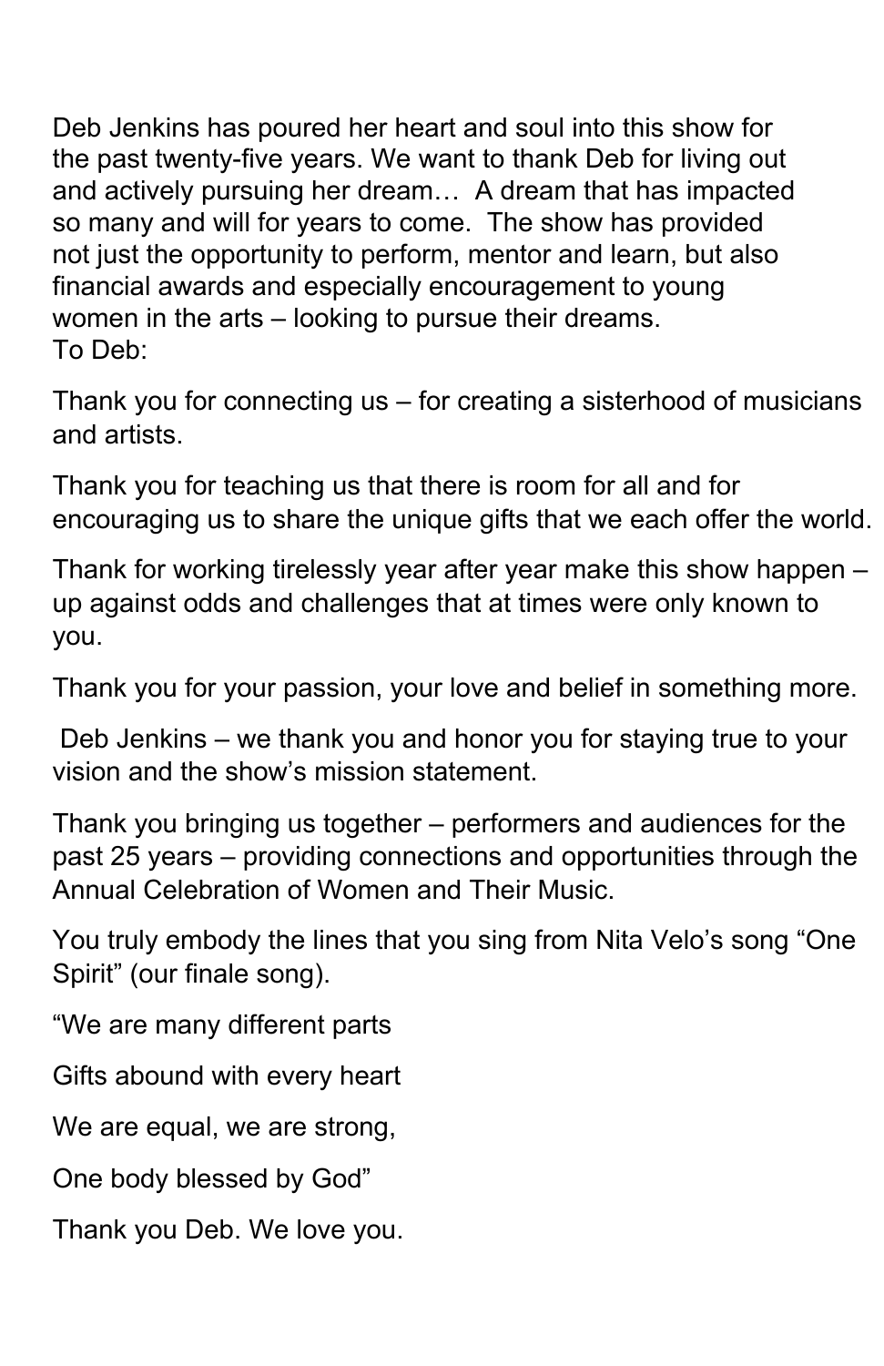Deb Jenkins has poured her heart and soul into this show for the past twenty-five years. We want to thank Deb for living out and actively pursuing her dream… A dream that has impacted so many and will for years to come. The show has provided not just the opportunity to perform, mentor and learn, but also financial awards and especially encouragement to young women in the arts – looking to pursue their dreams.
To Deb:

Thank you for connecting us – for creating a sisterhood of musicians and artists.

Thank you for teaching us that there is room for all and for encouraging us to share the unique gifts that we each offer the world.

Thank for working tirelessly year after year make this show happen – up against odds and challenges that at times were only known to you.

Thank you for your passion, your love and belief in something more.

Deb Jenkins – we thank you and honor you for staying true to your vision and the show's mission statement.

Thank you bringing us together – performers and audiences for the past 25 years – providing connections and opportunities through the Annual Celebration of Women and Their Music.

You truly embody the lines that you sing from Nita Velo's song "One Spirit" (our finale song).

"We are many different parts

Gifts abound with every heart

We are equal, we are strong,

One body blessed by God"

Thank you Deb. We love you.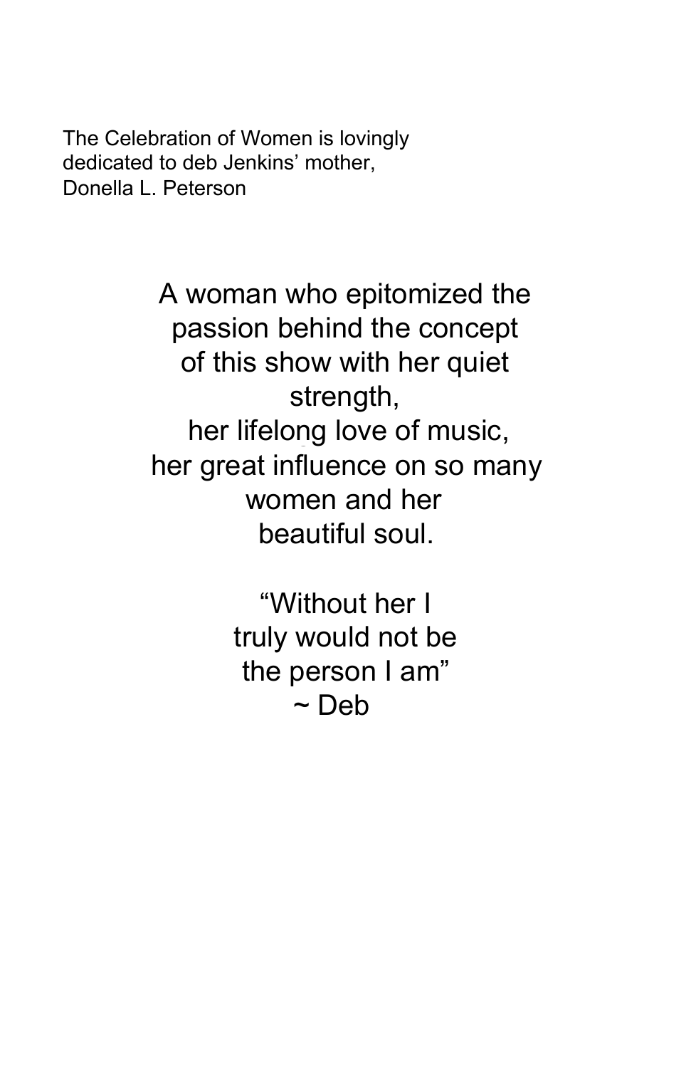The Celebration of Women is lovingly dedicated to deb Jenkins' mother, Donella L. Peterson

A woman who epitomized the passion behind the concept of this show with her quiet strength, her lifelong love of music, her great influence on so many women and her beautiful soul.

"Without her I truly would not be the person I am"
~ Deb